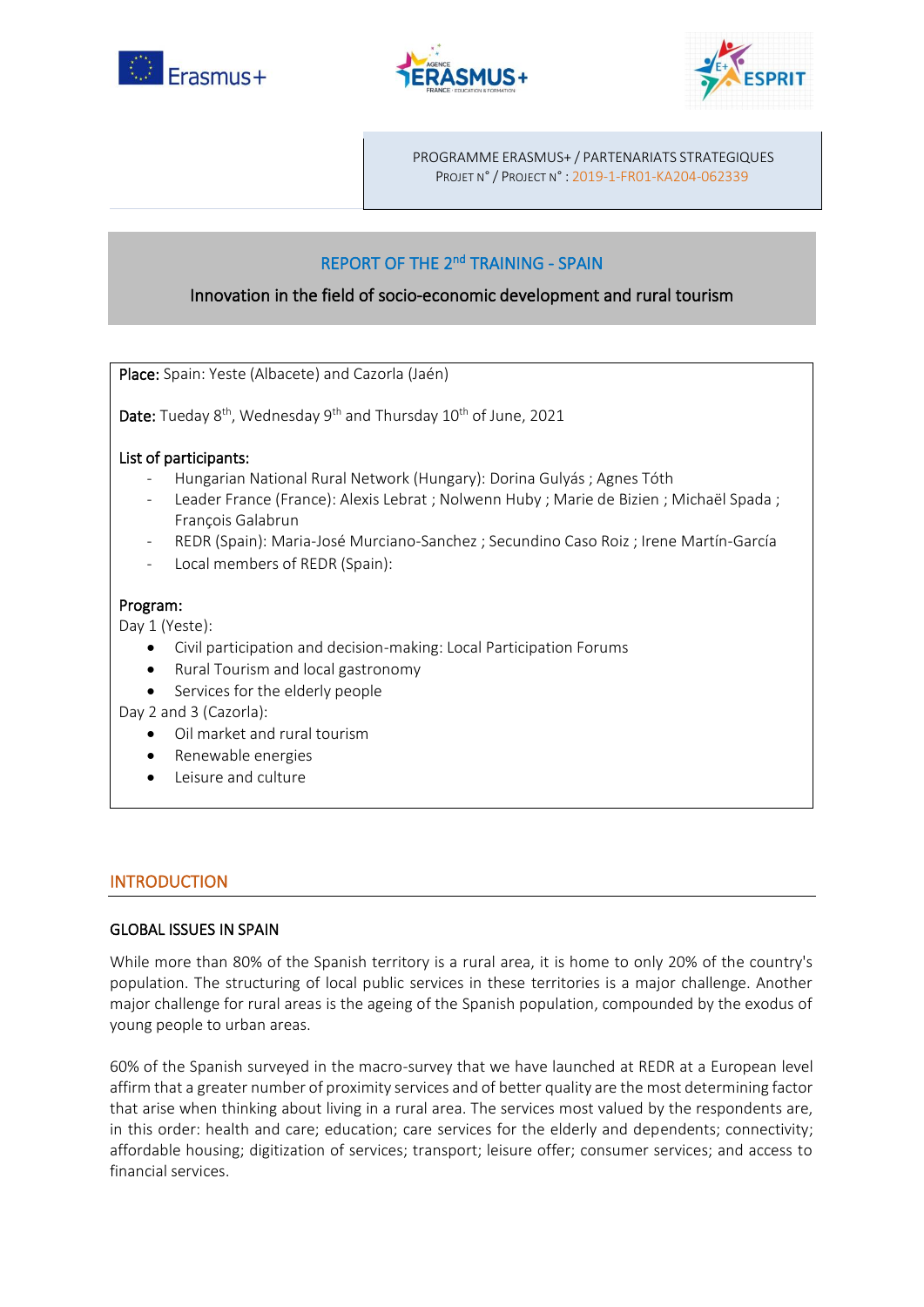PROGRAMME ERASMUS+ / PARTENARIATS STRATEGIQUES
PROJET N° / PROJECT N° : 2019-1-FR01-KA204-062339

# REPORT OF THE 2nd TRAINING - SPAIN

## Innovation in the field of socio-economic development and rural tourism

**Place:** Spain: Yeste (Albacete) and Cazorla (Jaén)

**Date:** Tueday 8th, Wednesday 9th and Thursday 10th of June, 2021

**List of participants:**

- Hungarian National Rural Network (Hungary): Dorina Gulyás ; Agnes Tóth
- Leader France (France): Alexis Lebrat ; Nolwenn Huby ; Marie de Bizien ; Michaël Spada ; François Galabrun
- REDR (Spain): Maria-José Murciano-Sanchez ; Secundino Caso Roiz ; Irene Martín-García
- Local members of REDR (Spain):

**Program:**

Day 1 (Yeste):

- Civil participation and decision-making: Local Participation Forums
- Rural Tourism and local gastronomy
- Services for the elderly people

Day 2 and 3 (Cazorla):

- Oil market and rural tourism
- Renewable energies
- Leisure and culture

## INTRODUCTION

### GLOBAL ISSUES IN SPAIN

While more than 80% of the Spanish territory is a rural area, it is home to only 20% of the country's population. The structuring of local public services in these territories is a major challenge. Another major challenge for rural areas is the ageing of the Spanish population, compounded by the exodus of young people to urban areas.

60% of the Spanish surveyed in the macro-survey that we have launched at REDR at a European level affirm that a greater number of proximity services and of better quality are the most determining factor that arise when thinking about living in a rural area. The services most valued by the respondents are, in this order: health and care; education; care services for the elderly and dependents; connectivity; affordable housing; digitization of services; transport; leisure offer; consumer services; and access to financial services.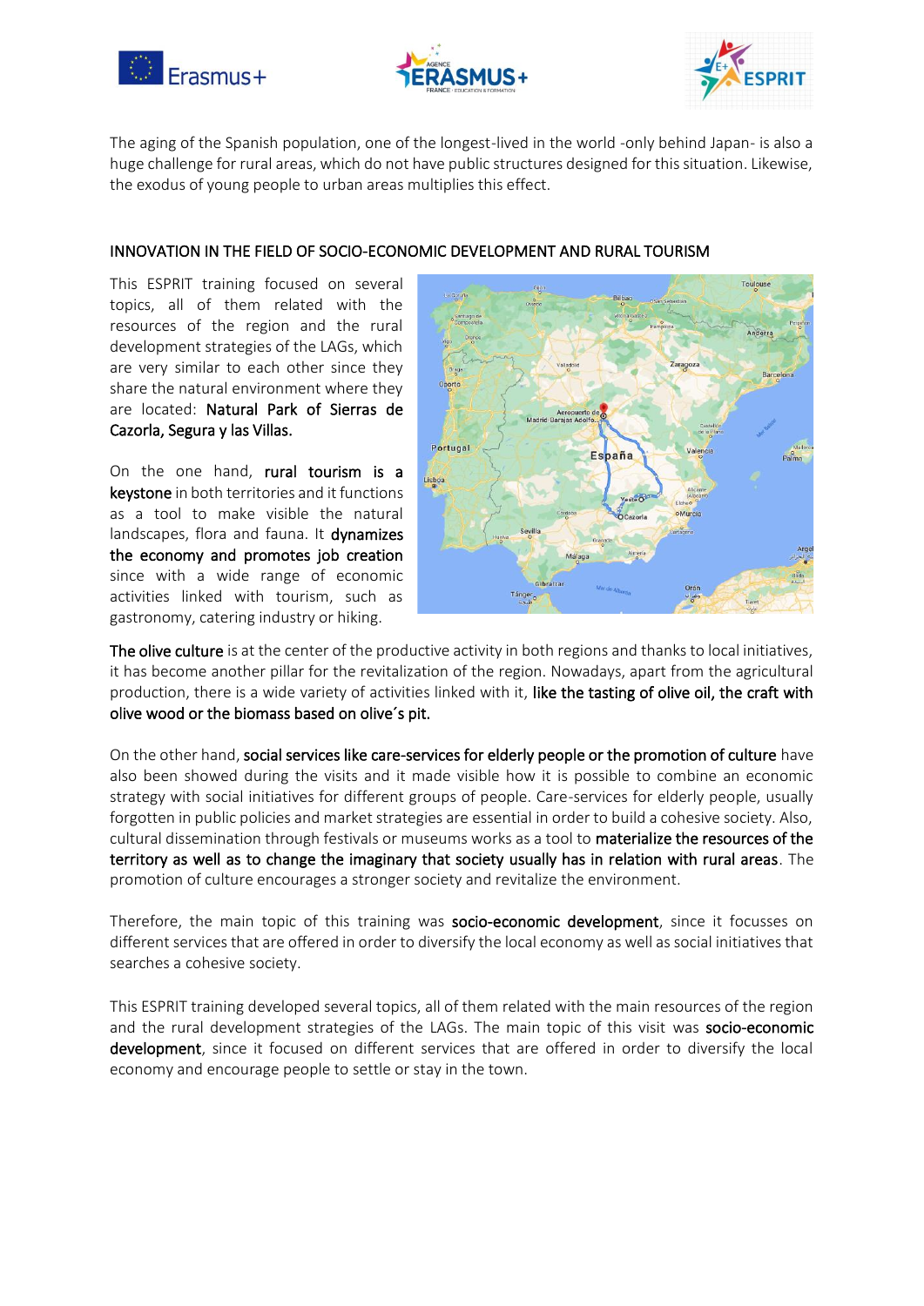The aging of the Spanish population, one of the longest-lived in the world -only behind Japan- is also a huge challenge for rural areas, which do not have public structures designed for this situation. Likewise, the exodus of young people to urban areas multiplies this effect.

## INNOVATION IN THE FIELD OF SOCIO-ECONOMIC DEVELOPMENT AND RURAL TOURISM

This ESPRIT training focused on several topics, all of them related with the resources of the region and the rural development strategies of the LAGs, which are very similar to each other since they share the natural environment where they are located: **Natural Park of Sierras de Cazorla, Segura y las Villas.**

On the one hand, **rural tourism is a keystone** in both territories and it functions as a tool to make visible the natural landscapes, flora and fauna. It **dynamizes the economy and promotes job creation** since with a wide range of economic activities linked with tourism, such as gastronomy, catering industry or hiking.

**The olive culture** is at the center of the productive activity in both regions and thanks to local initiatives, it has become another pillar for the revitalization of the region. Nowadays, apart from the agricultural production, there is a wide variety of activities linked with it, **like the tasting of olive oil, the craft with olive wood or the biomass based on olive´s pit.**

On the other hand, **social services like care-services for elderly people or the promotion of culture** have also been showed during the visits and it made visible how it is possible to combine an economic strategy with social initiatives for different groups of people. Care-services for elderly people, usually forgotten in public policies and market strategies are essential in order to build a cohesive society. Also, cultural dissemination through festivals or museums works as a tool to **materialize the resources of the territory as well as to change the imaginary that society usually has in relation with rural areas**. The promotion of culture encourages a stronger society and revitalize the environment.

Therefore, the main topic of this training was **socio-economic development**, since it focusses on different services that are offered in order to diversify the local economy as well as social initiatives that searches a cohesive society.

This ESPRIT training developed several topics, all of them related with the main resources of the region and the rural development strategies of the LAGs. The main topic of this visit was **socio-economic development**, since it focused on different services that are offered in order to diversify the local economy and encourage people to settle or stay in the town.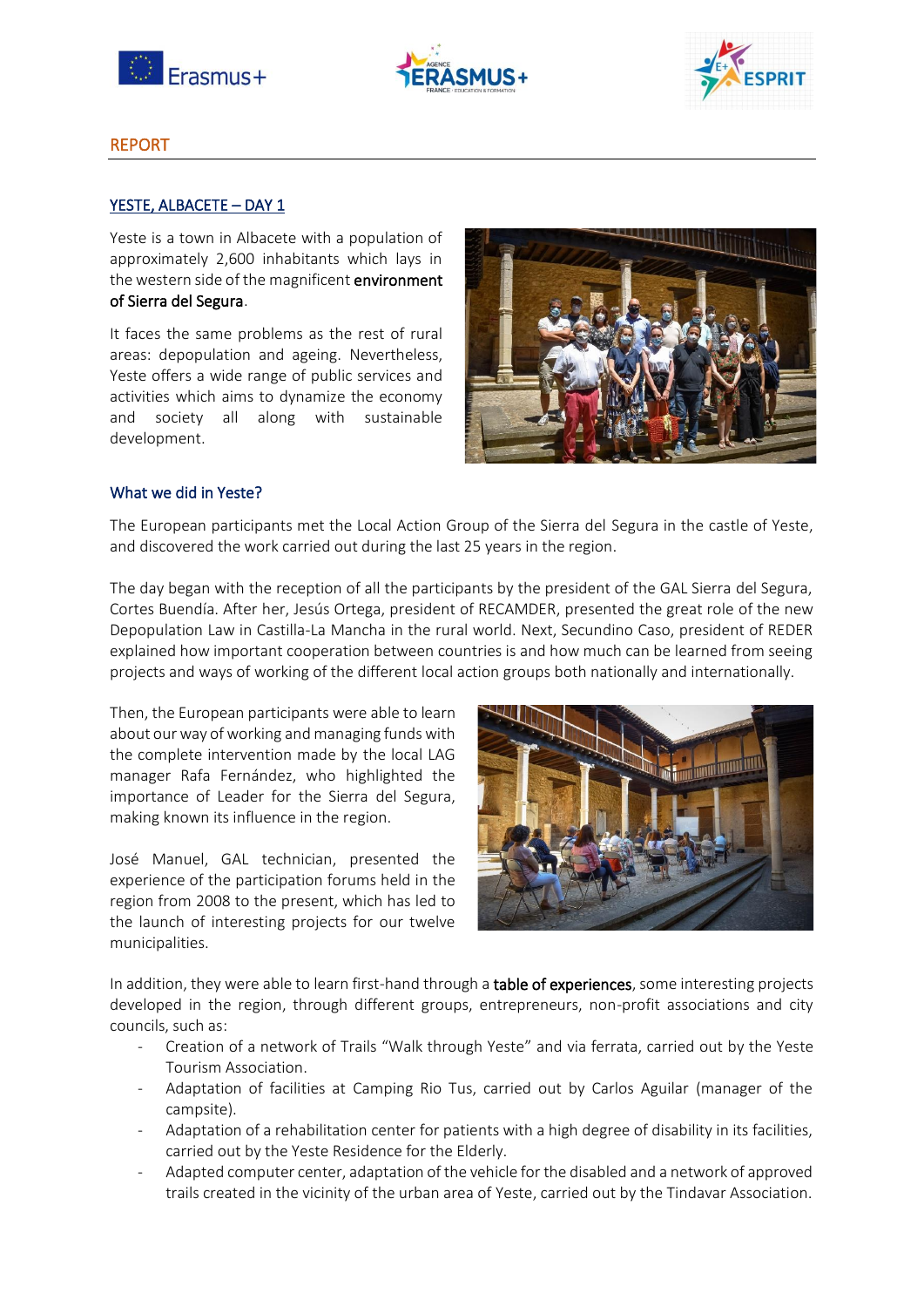## REPORT

### YESTE, ALBACETE – DAY 1

Yeste is a town in Albacete with a population of approximately 2,600 inhabitants which lays in the western side of the magnificent **environment of Sierra del Segura**.

It faces the same problems as the rest of rural areas: depopulation and ageing. Nevertheless, Yeste offers a wide range of public services and activities which aims to dynamize the economy and society all along with sustainable development.

### What we did in Yeste?

The European participants met the Local Action Group of the Sierra del Segura in the castle of Yeste, and discovered the work carried out during the last 25 years in the region.

The day began with the reception of all the participants by the president of the GAL Sierra del Segura, Cortes Buendía. After her, Jesús Ortega, president of RECAMDER, presented the great role of the new Depopulation Law in Castilla-La Mancha in the rural world. Next, Secundino Caso, president of REDER explained how important cooperation between countries is and how much can be learned from seeing projects and ways of working of the different local action groups both nationally and internationally.

Then, the European participants were able to learn about our way of working and managing funds with the complete intervention made by the local LAG manager Rafa Fernández, who highlighted the importance of Leader for the Sierra del Segura, making known its influence in the region.

José Manuel, GAL technician, presented the experience of the participation forums held in the region from 2008 to the present, which has led to the launch of interesting projects for our twelve municipalities.

In addition, they were able to learn first-hand through a **table of experiences**, some interesting projects developed in the region, through different groups, entrepreneurs, non-profit associations and city councils, such as:

- Creation of a network of Trails "Walk through Yeste" and via ferrata, carried out by the Yeste Tourism Association.
- Adaptation of facilities at Camping Rio Tus, carried out by Carlos Aguilar (manager of the campsite).
- Adaptation of a rehabilitation center for patients with a high degree of disability in its facilities, carried out by the Yeste Residence for the Elderly.
- Adapted computer center, adaptation of the vehicle for the disabled and a network of approved trails created in the vicinity of the urban area of Yeste, carried out by the Tindavar Association.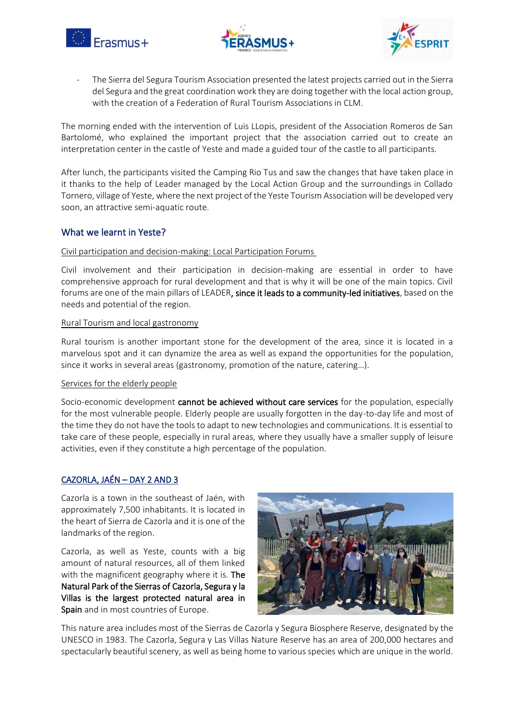- The Sierra del Segura Tourism Association presented the latest projects carried out in the Sierra del Segura and the great coordination work they are doing together with the local action group, with the creation of a Federation of Rural Tourism Associations in CLM.

The morning ended with the intervention of Luis LLopis, president of the Association Romeros de San Bartolomé, who explained the important project that the association carried out to create an interpretation center in the castle of Yeste and made a guided tour of the castle to all participants.

After lunch, the participants visited the Camping Rio Tus and saw the changes that have taken place in it thanks to the help of Leader managed by the Local Action Group and the surroundings in Collado Tornero, village of Yeste, where the next project of the Yeste Tourism Association will be developed very soon, an attractive semi-aquatic route.

## What we learnt in Yeste?

Civil participation and decision-making: Local Participation Forums

Civil involvement and their participation in decision-making are essential in order to have comprehensive approach for rural development and that is why it will be one of the main topics. Civil forums are one of the main pillars of LEADER, since it leads to a community-led initiatives, based on the needs and potential of the region.

Rural Tourism and local gastronomy

Rural tourism is another important stone for the development of the area, since it is located in a marvelous spot and it can dynamize the area as well as expand the opportunities for the population, since it works in several areas (gastronomy, promotion of the nature, catering…).

Services for the elderly people

Socio-economic development **cannot be achieved without care services** for the population, especially for the most vulnerable people. Elderly people are usually forgotten in the day-to-day life and most of the time they do not have the tools to adapt to new technologies and communications. It is essential to take care of these people, especially in rural areas, where they usually have a smaller supply of leisure activities, even if they constitute a high percentage of the population.

## CAZORLA, JAÉN – DAY 2 AND 3

Cazorla is a town in the southeast of Jaén, with approximately 7,500 inhabitants. It is located in the heart of Sierra de Cazorla and it is one of the landmarks of the region.

Cazorla, as well as Yeste, counts with a big amount of natural resources, all of them linked with the magnificent geography where it is. **The Natural Park of the Sierras of Cazorla, Segura y la Villas is the largest protected natural area in Spain** and in most countries of Europe.

This nature area includes most of the Sierras de Cazorla y Segura Biosphere Reserve, designated by the UNESCO in 1983. The Cazorla, Segura y Las Villas Nature Reserve has an area of 200,000 hectares and spectacularly beautiful scenery, as well as being home to various species which are unique in the world.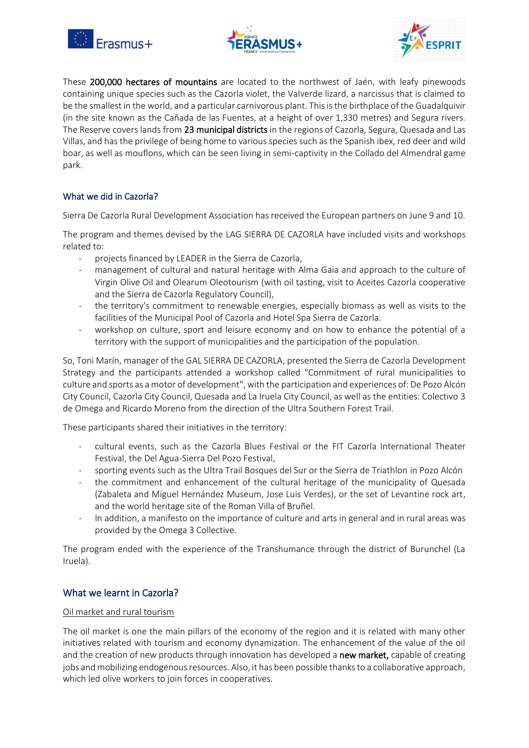These **200,000 hectares of mountains** are located to the northwest of Jaén, with leafy pinewoods containing unique species such as the Cazorla violet, the Valverde lizard, a narcissus that is claimed to be the smallest in the world, and a particular carnivorous plant. This is the birthplace of the Guadalquivir (in the site known as the Cañada de las Fuentes, at a height of over 1,330 metres) and Segura rivers. The Reserve covers lands from **23 municipal districts** in the regions of Cazorla, Segura, Quesada and Las Villas, and has the privilege of being home to various species such as the Spanish ibex, red deer and wild boar, as well as mouflons, which can be seen living in semi-captivity in the Collado del Almendral game park.

### What we did in Cazorla?

Sierra De Cazorla Rural Development Association has received the European partners on June 9 and 10.

The program and themes devised by the LAG SIERRA DE CAZORLA have included visits and workshops related to:

- projects financed by LEADER in the Sierra de Cazorla,
- management of cultural and natural heritage with Alma Gaia and approach to the culture of Virgin Olive Oil and Olearum Oleotourism (with oil tasting, visit to Aceites Cazorla cooperative and the Sierra de Cazorla Regulatory Council),
- the territory's commitment to renewable energies, especially biomass as well as visits to the facilities of the Municipal Pool of Cazorla and Hotel Spa Sierra de Cazorla.
- workshop on culture, sport and leisure economy and on how to enhance the potential of a territory with the support of municipalities and the participation of the population.

So, Toni Marín, manager of the GAL SIERRA DE CAZORLA, presented the Sierra de Cazorla Development Strategy and the participants attended a workshop called "Commitment of rural municipalities to culture and sports as a motor of development", with the participation and experiences of: De Pozo Alcón City Council, Cazorla City Council, Quesada and La Iruela City Council, as well as the entities: Colectivo 3 de Omega and Ricardo Moreno from the direction of the Ultra Southern Forest Trail.

These participants shared their initiatives in the territory:

- cultural events, such as the Cazorla Blues Festival or the FIT Cazorla International Theater Festival, the Del Agua-Sierra Del Pozo Festival,
- sporting events such as the Ultra Trail Bosques del Sur or the Sierra de Triathlon in Pozo Alcón
- the commitment and enhancement of the cultural heritage of the municipality of Quesada (Zabaleta and Miguel Hernández Museum, Jose Luis Verdes), or the set of Levantine rock art, and the world heritage site of the Roman Villa of Bruñel.
- In addition, a manifesto on the importance of culture and arts in general and in rural areas was provided by the Omega 3 Collective.

The program ended with the experience of the Transhumance through the district of Burunchel (La Iruela).

## What we learnt in Cazorla?

<u>Oil market and rural tourism</u>

The oil market is one the main pillars of the economy of the region and it is related with many other initiatives related with tourism and economy dynamization. The enhancement of the value of the oil and the creation of new products through innovation has developed a **new market,** capable of creating jobs and mobilizing endogenous resources. Also, it has been possible thanks to a collaborative approach, which led olive workers to join forces in cooperatives.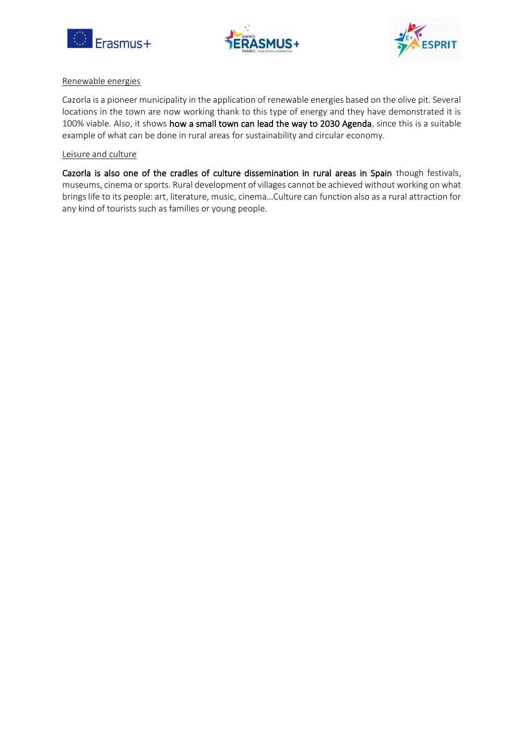Renewable energies

Cazorla is a pioneer municipality in the application of renewable energies based on the olive pit. Several locations in the town are now working thank to this type of energy and they have demonstrated it is 100% viable. Also, it shows **how a small town can lead the way to 2030 Agenda**, since this is a suitable example of what can be done in rural areas for sustainability and circular economy.

Leisure and culture

**Cazorla is also one of the cradles of culture dissemination in rural areas in Spain** though festivals, museums, cinema or sports. Rural development of villages cannot be achieved without working on what brings life to its people: art, literature, music, cinema…Culture can function also as a rural attraction for any kind of tourists such as families or young people.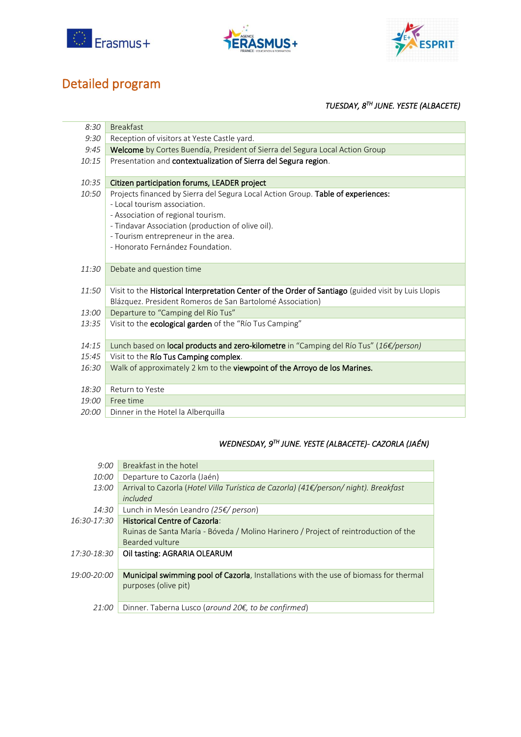## Detailed program

*TUESDAY, 8TH JUNE. YESTE (ALBACETE)*

| | |
|---|---|
| *8:30* | Breakfast |
| *9:30* | Reception of visitors at Yeste Castle yard. |
| *9:45* | **Welcome** by Cortes Buendía, President of Sierra del Segura Local Action Group |
| *10:15* | Presentation and **contextualization of Sierra del Segura region**. |
| *10:35* | **Citizen participation forums, LEADER project** |
| *10:50* | Projects financed by Sierra del Segura Local Action Group. **Table of experiences:**<br>- Local tourism association.<br>- Association of regional tourism.<br>- Tindavar Association (production of olive oil).<br>- Tourism entrepreneur in the area.<br>- Honorato Fernández Foundation. |
| *11:30* | Debate and question time |
| *11:50* | Visit to the **Historical Interpretation Center of the Order of Santiago** (guided visit by Luis Llopis Blázquez. President Romeros de San Bartolomé Association) |
| *13:00* | Departure to "Camping del Río Tus" |
| *13:35* | Visit to the **ecological garden** of the "Río Tus Camping" |
| *14:15* | Lunch based on **local products and zero-kilometre** in "Camping del Río Tus" (*16€/person)* |
| *15:45* | Visit to the **Río Tus Camping complex**. |
| *16:30* | Walk of approximately 2 km to the **viewpoint of the Arroyo de los Marines.** |
| *18:30* | Return to Yeste |
| *19:00* | Free time |
| *20:00* | Dinner in the Hotel la Alberquilla |

*WEDNESDAY, 9TH JUNE. YESTE (ALBACETE)- CAZORLA (JAÉN)*

| | |
|---|---|
| *9:00* | Breakfast in the hotel |
| *10:00* | Departure to Cazorla (Jaén) |
| *13:00* | Arrival to Cazorla (*Hotel Villa Turística de Cazorla) (41€/person/ night). Breakfast included* |
| *14:30* | Lunch in Mesón Leandro *(25€/ person)* |
| *16:30-17:30* | **Historical Centre of Cazorla**:<br>Ruinas de Santa María - Bóveda / Molino Harinero / Project of reintroduction of the Bearded vulture |
| *17:30-18:30* | **Oil tasting: AGRARIA OLEARUM** |
| *19:00-20:00* | **Municipal swimming pool of Cazorla**, Installations with the use of biomass for thermal purposes (olive pit) |
| *21:00* | Dinner. Taberna Lusco (*around 20€, to be confirmed*) |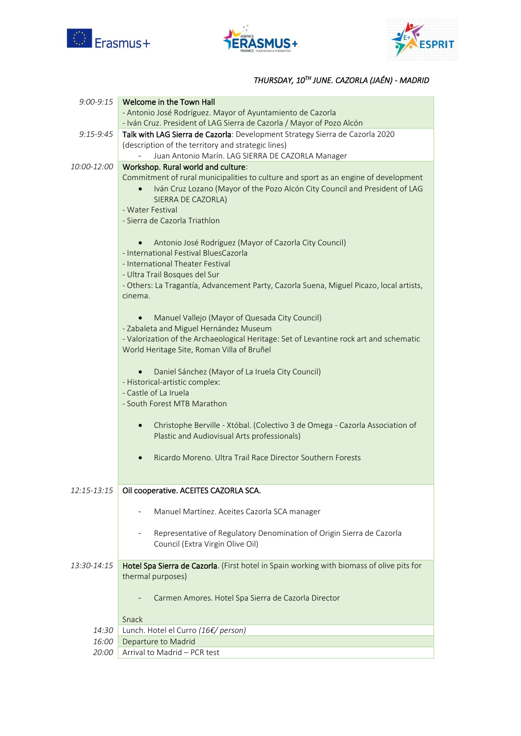*THURSDAY, 10TH JUNE. CAZORLA (JAÉN) - MADRID*

| | |
|---|---|
| *9:00-9:15* | **Welcome in the Town Hall**<br>- Antonio José Rodríguez. Mayor of Ayuntamiento de Cazorla<br>- Iván Cruz. President of LAG Sierra de Cazorla / Mayor of Pozo Alcón |
| *9:15-9:45* | **Talk with LAG Sierra de Cazorla**: Development Strategy Sierra de Cazorla 2020 (description of the territory and strategic lines)<br>- Juan Antonio Marín. LAG SIERRA DE CAZORLA Manager |
| *10:00-12:00* | **Workshop. Rural world and culture**:<br>Commitment of rural municipalities to culture and sport as an engine of development<br>• Iván Cruz Lozano (Mayor of the Pozo Alcón City Council and President of LAG SIERRA DE CAZORLA)<br>- Water Festival<br>- Sierra de Cazorla Triathlon<br><br>• Antonio José Rodríguez (Mayor of Cazorla City Council)<br>- International Festival BluesCazorla<br>- International Theater Festival<br>- Ultra Trail Bosques del Sur<br>- Others: La Tragantía, Advancement Party, Cazorla Suena, Miguel Picazo, local artists, cinema.<br><br>• Manuel Vallejo (Mayor of Quesada City Council)<br>- Zabaleta and Miguel Hernández Museum<br>- Valorization of the Archaeological Heritage: Set of Levantine rock art and schematic World Heritage Site, Roman Villa of Bruñel<br><br>• Daniel Sánchez (Mayor of La Iruela City Council)<br>- Historical-artistic complex:<br>- Castle of La Iruela<br>- South Forest MTB Marathon<br><br>• Christophe Berville - Xtóbal. (Colectivo 3 de Omega - Cazorla Association of Plastic and Audiovisual Arts professionals)<br><br>• Ricardo Moreno. Ultra Trail Race Director Southern Forests |
| *12:15-13:15* | **Oil cooperative. ACEITES CAZORLA SCA.**<br>- Manuel Martínez. Aceites Cazorla SCA manager<br>- Representative of Regulatory Denomination of Origin Sierra de Cazorla Council (Extra Virgin Olive Oil) |
| *13:30-14:15* | **Hotel Spa Sierra de Cazorla**. (First hotel in Spain working with biomass of olive pits for thermal purposes)<br>- Carmen Amores. Hotel Spa Sierra de Cazorla Director<br><br>Snack |
| *14:30* | Lunch. Hotel el Curro *(16€/ person)* |
| *16:00* | Departure to Madrid |
| *20:00* | Arrival to Madrid – PCR test |